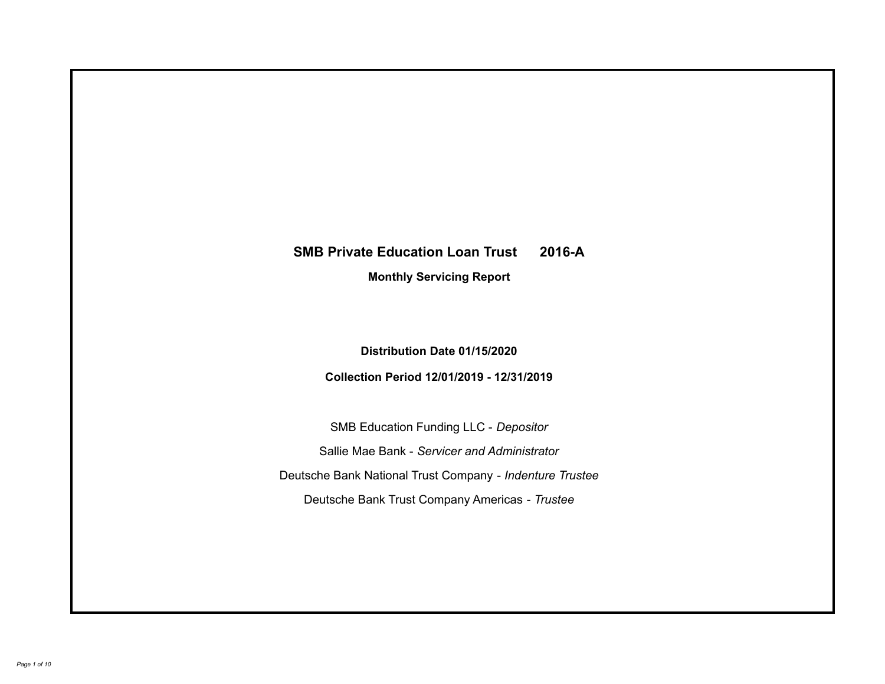# SMB Private Education Loan Trust 2016-A

## Monthly Servicing Report

**Distribution Date 01/15/2020**

**Collection Period 12/01/2019 - 12/31/2019**

SMB Education Funding LLC - *Depositor*

Sallie Mae Bank - *Servicer and Administrator*

Deutsche Bank National Trust Company - *Indenture Trustee*

Deutsche Bank Trust Company Americas - *Trustee*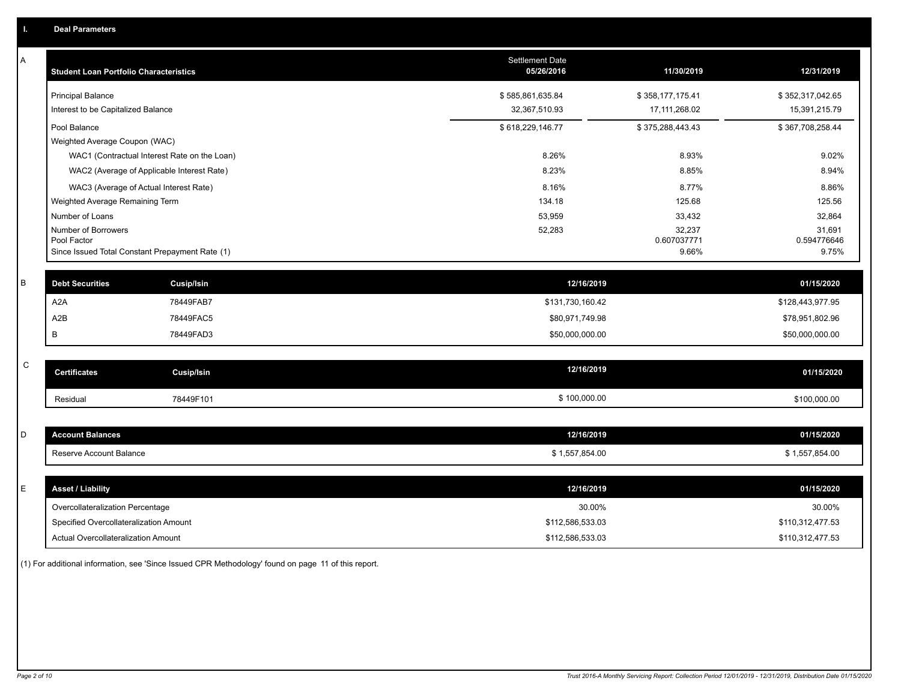## I. Deal Parameters

### A

| Student Loan Portfolio Characteristics | Settlement Date 05/26/2016 | 11/30/2019 | 12/31/2019 |
|---|---|---|---|
| Principal Balance | $ 585,861,635.84 | $ 358,177,175.41 | $ 352,317,042.65 |
| Interest to be Capitalized Balance | 32,367,510.93 | 17,111,268.02 | 15,391,215.79 |
| Pool Balance | $ 618,229,146.77 | $ 375,288,443.43 | $ 367,708,258.44 |
| Weighted Average Coupon (WAC) | | | |
| WAC1 (Contractual Interest Rate on the Loan) | 8.26% | 8.93% | 9.02% |
| WAC2 (Average of Applicable Interest Rate) | 8.23% | 8.85% | 8.94% |
| WAC3 (Average of Actual Interest Rate) | 8.16% | 8.77% | 8.86% |
| Weighted Average Remaining Term | 134.18 | 125.68 | 125.56 |
| Number of Loans | 53,959 | 33,432 | 32,864 |
| Number of Borrowers | 52,283 | 32,237 | 31,691 |
| Pool Factor | | 0.607037771 | 0.594776646 |
| Since Issued Total Constant Prepayment Rate (1) | | 9.66% | 9.75% |

### B

| Debt Securities | Cusip/Isin | 12/16/2019 | 01/15/2020 |
|---|---|---|---|
| A2A | 78449FAB7 | $131,730,160.42 | $128,443,977.95 |
| A2B | 78449FAC5 | $80,971,749.98 | $78,951,802.96 |
| B | 78449FAD3 | $50,000,000.00 | $50,000,000.00 |

### C

| Certificates | Cusip/Isin | 12/16/2019 | 01/15/2020 |
|---|---|---|---|
| Residual | 78449F101 | $ 100,000.00 | $100,000.00 |

### D

| Account Balances | 12/16/2019 | 01/15/2020 |
|---|---|---|
| Reserve Account Balance | $ 1,557,854.00 | $ 1,557,854.00 |

### E

| Asset / Liability | 12/16/2019 | 01/15/2020 |
|---|---|---|
| Overcollateralization Percentage | 30.00% | 30.00% |
| Specified Overcollateralization Amount | $112,586,533.03 | $110,312,477.53 |
| Actual Overcollateralization Amount | $112,586,533.03 | $110,312,477.53 |

(1) For additional information, see 'Since Issued CPR Methodology' found on page 11 of this report.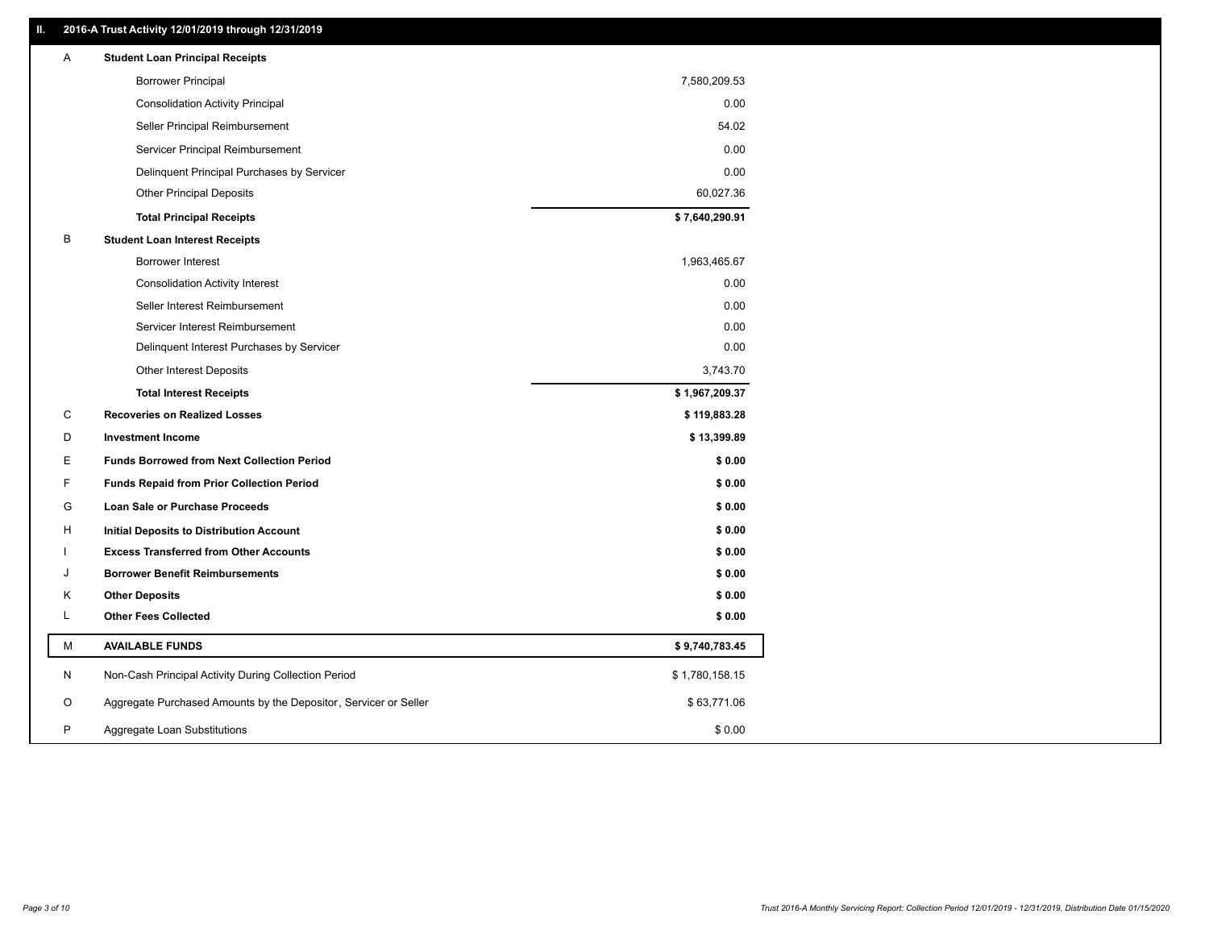## II. 2016-A Trust Activity 12/01/2019 through 12/31/2019

| | | |
|---|---|---|
| A | **Student Loan Principal Receipts** | |
| | Borrower Principal | 7,580,209.53 |
| | Consolidation Activity Principal | 0.00 |
| | Seller Principal Reimbursement | 54.02 |
| | Servicer Principal Reimbursement | 0.00 |
| | Delinquent Principal Purchases by Servicer | 0.00 |
| | Other Principal Deposits | 60,027.36 |
| | **Total Principal Receipts** | **$ 7,640,290.91** |
| B | **Student Loan Interest Receipts** | |
| | Borrower Interest | 1,963,465.67 |
| | Consolidation Activity Interest | 0.00 |
| | Seller Interest Reimbursement | 0.00 |
| | Servicer Interest Reimbursement | 0.00 |
| | Delinquent Interest Purchases by Servicer | 0.00 |
| | Other Interest Deposits | 3,743.70 |
| | **Total Interest Receipts** | **$ 1,967,209.37** |
| C | **Recoveries on Realized Losses** | **$ 119,883.28** |
| D | **Investment Income** | **$ 13,399.89** |
| E | **Funds Borrowed from Next Collection Period** | **$ 0.00** |
| F | **Funds Repaid from Prior Collection Period** | **$ 0.00** |
| G | **Loan Sale or Purchase Proceeds** | **$ 0.00** |
| H | **Initial Deposits to Distribution Account** | **$ 0.00** |
| I | **Excess Transferred from Other Accounts** | **$ 0.00** |
| J | **Borrower Benefit Reimbursements** | **$ 0.00** |
| K | **Other Deposits** | **$ 0.00** |
| L | **Other Fees Collected** | **$ 0.00** |
| M | **AVAILABLE FUNDS** | **$ 9,740,783.45** |
| N | Non-Cash Principal Activity During Collection Period | $ 1,780,158.15 |
| O | Aggregate Purchased Amounts by the Depositor, Servicer or Seller | $ 63,771.06 |
| P | Aggregate Loan Substitutions | $ 0.00 |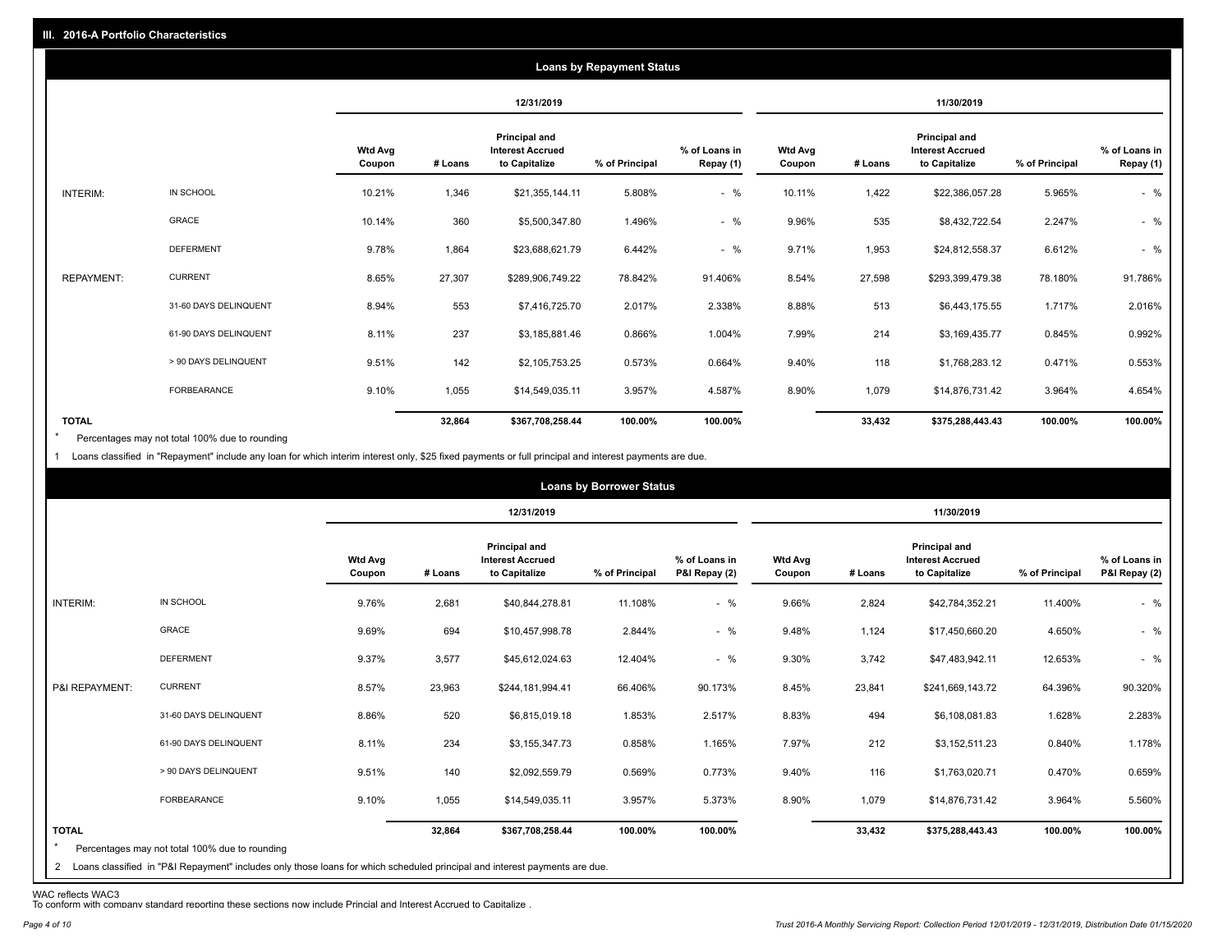## III. 2016-A Portfolio Characteristics

### Loans by Repayment Status

| | | 12/31/2019 | | | | | 11/30/2019 | | | | |
|---|---|---|---|---|---|---|---|---|---|---|---|
| | | Wtd Avg Coupon | # Loans | Principal and Interest Accrued to Capitalize | % of Principal | % of Loans in Repay (1) | Wtd Avg Coupon | # Loans | Principal and Interest Accrued to Capitalize | % of Principal | % of Loans in Repay (1) |
| INTERIM: | IN SCHOOL | 10.21% | 1,346 | $21,355,144.11 | 5.808% | - % | 10.11% | 1,422 | $22,386,057.28 | 5.965% | - % |
| | GRACE | 10.14% | 360 | $5,500,347.80 | 1.496% | - % | 9.96% | 535 | $8,432,722.54 | 2.247% | - % |
| | DEFERMENT | 9.78% | 1,864 | $23,688,621.79 | 6.442% | - % | 9.71% | 1,953 | $24,812,558.37 | 6.612% | - % |
| REPAYMENT: | CURRENT | 8.65% | 27,307 | $289,906,749.22 | 78.842% | 91.406% | 8.54% | 27,598 | $293,399,479.38 | 78.180% | 91.786% |
| | 31-60 DAYS DELINQUENT | 8.94% | 553 | $7,416,725.70 | 2.017% | 2.338% | 8.88% | 513 | $6,443,175.55 | 1.717% | 2.016% |
| | 61-90 DAYS DELINQUENT | 8.11% | 237 | $3,185,881.46 | 0.866% | 1.004% | 7.99% | 214 | $3,169,435.77 | 0.845% | 0.992% |
| | > 90 DAYS DELINQUENT | 9.51% | 142 | $2,105,753.25 | 0.573% | 0.664% | 9.40% | 118 | $1,768,283.12 | 0.471% | 0.553% |
| | FORBEARANCE | 9.10% | 1,055 | $14,549,035.11 | 3.957% | 4.587% | 8.90% | 1,079 | $14,876,731.42 | 3.964% | 4.654% |
| TOTAL | | | 32,864 | $367,708,258.44 | 100.00% | 100.00% | | 33,432 | $375,288,443.43 | 100.00% | 100.00% |

\* Percentages may not total 100% due to rounding

1 Loans classified in "Repayment" include any loan for which interim interest only, $25 fixed payments or full principal and interest payments are due.

### Loans by Borrower Status

| | | 12/31/2019 | | | | | 11/30/2019 | | | | |
|---|---|---|---|---|---|---|---|---|---|---|---|
| | | Wtd Avg Coupon | # Loans | Principal and Interest Accrued to Capitalize | % of Principal | % of Loans in P&I Repay (2) | Wtd Avg Coupon | # Loans | Principal and Interest Accrued to Capitalize | % of Principal | % of Loans in P&I Repay (2) |
| INTERIM: | IN SCHOOL | 9.76% | 2,681 | $40,844,278.81 | 11.108% | - % | 9.66% | 2,824 | $42,784,352.21 | 11.400% | - % |
| | GRACE | 9.69% | 694 | $10,457,998.78 | 2.844% | - % | 9.48% | 1,124 | $17,450,660.20 | 4.650% | - % |
| | DEFERMENT | 9.37% | 3,577 | $45,612,024.63 | 12.404% | - % | 9.30% | 3,742 | $47,483,942.11 | 12.653% | - % |
| P&I REPAYMENT: | CURRENT | 8.57% | 23,963 | $244,181,994.41 | 66.406% | 90.173% | 8.45% | 23,841 | $241,669,143.72 | 64.396% | 90.320% |
| | 31-60 DAYS DELINQUENT | 8.86% | 520 | $6,815,019.18 | 1.853% | 2.517% | 8.83% | 494 | $6,108,081.83 | 1.628% | 2.283% |
| | 61-90 DAYS DELINQUENT | 8.11% | 234 | $3,155,347.73 | 0.858% | 1.165% | 7.97% | 212 | $3,152,511.23 | 0.840% | 1.178% |
| | > 90 DAYS DELINQUENT | 9.51% | 140 | $2,092,559.79 | 0.569% | 0.773% | 9.40% | 116 | $1,763,020.71 | 0.470% | 0.659% |
| | FORBEARANCE | 9.10% | 1,055 | $14,549,035.11 | 3.957% | 5.373% | 8.90% | 1,079 | $14,876,731.42 | 3.964% | 5.560% |
| TOTAL | | | 32,864 | $367,708,258.44 | 100.00% | 100.00% | | 33,432 | $375,288,443.43 | 100.00% | 100.00% |

\* Percentages may not total 100% due to rounding

2 Loans classified in "P&I Repayment" includes only those loans for which scheduled principal and interest payments are due.

WAC reflects WAC3

To conform with company standard reporting these sections now include Princial and Interest Accrued to Capitalize .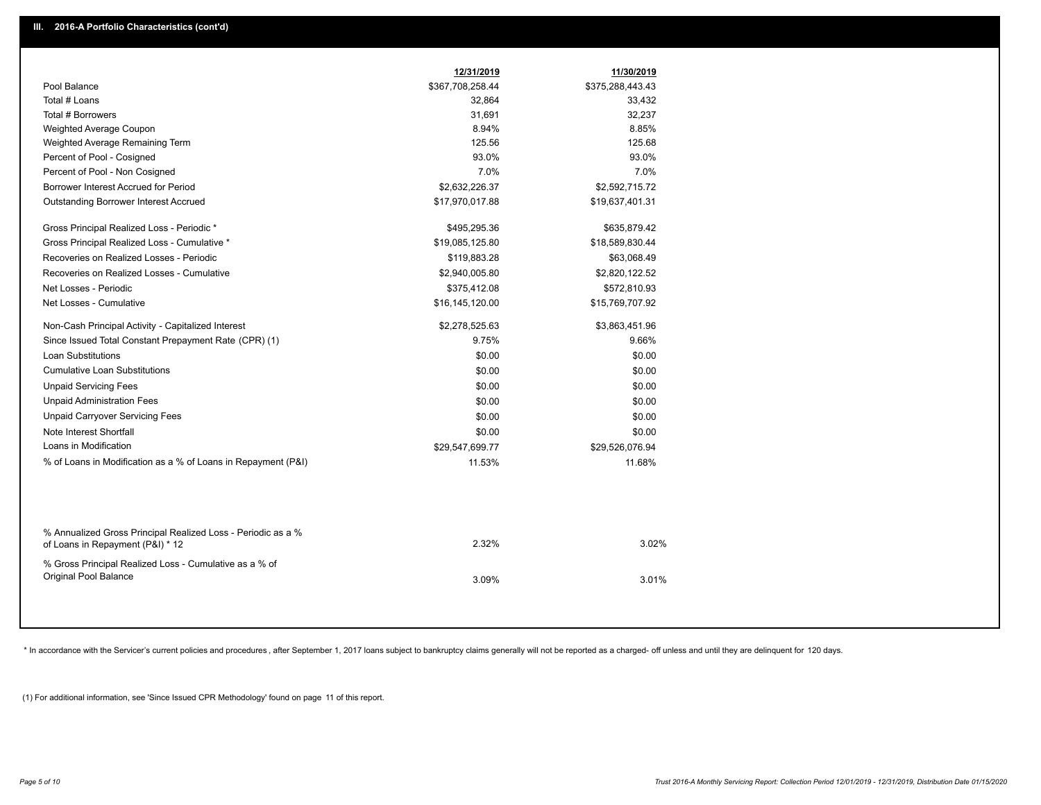## III. 2016-A Portfolio Characteristics (cont'd)

| | 12/31/2019 | 11/30/2019 |
|---|---|---|
| Pool Balance | $367,708,258.44 | $375,288,443.43 |
| Total # Loans | 32,864 | 33,432 |
| Total # Borrowers | 31,691 | 32,237 |
| Weighted Average Coupon | 8.94% | 8.85% |
| Weighted Average Remaining Term | 125.56 | 125.68 |
| Percent of Pool - Cosigned | 93.0% | 93.0% |
| Percent of Pool - Non Cosigned | 7.0% | 7.0% |
| Borrower Interest Accrued for Period | $2,632,226.37 | $2,592,715.72 |
| Outstanding Borrower Interest Accrued | $17,970,017.88 | $19,637,401.31 |
| Gross Principal Realized Loss - Periodic * | $495,295.36 | $635,879.42 |
| Gross Principal Realized Loss - Cumulative * | $19,085,125.80 | $18,589,830.44 |
| Recoveries on Realized Losses - Periodic | $119,883.28 | $63,068.49 |
| Recoveries on Realized Losses - Cumulative | $2,940,005.80 | $2,820,122.52 |
| Net Losses - Periodic | $375,412.08 | $572,810.93 |
| Net Losses - Cumulative | $16,145,120.00 | $15,769,707.92 |
| Non-Cash Principal Activity - Capitalized Interest | $2,278,525.63 | $3,863,451.96 |
| Since Issued Total Constant Prepayment Rate (CPR) (1) | 9.75% | 9.66% |
| Loan Substitutions | $0.00 | $0.00 |
| Cumulative Loan Substitutions | $0.00 | $0.00 |
| Unpaid Servicing Fees | $0.00 | $0.00 |
| Unpaid Administration Fees | $0.00 | $0.00 |
| Unpaid Carryover Servicing Fees | $0.00 | $0.00 |
| Note Interest Shortfall | $0.00 | $0.00 |
| Loans in Modification | $29,547,699.77 | $29,526,076.94 |
| % of Loans in Modification as a % of Loans in Repayment (P&I) | 11.53% | 11.68% |
| % Annualized Gross Principal Realized Loss - Periodic as a % of Loans in Repayment (P&I) * 12 | 2.32% | 3.02% |
| % Gross Principal Realized Loss - Cumulative as a % of Original Pool Balance | 3.09% | 3.01% |

* In accordance with the Servicer's current policies and procedures, after September 1, 2017 loans subject to bankruptcy claims generally will not be reported as a charged- off unless and until they are delinquent for 120 days.

(1) For additional information, see 'Since Issued CPR Methodology' found on page 11 of this report.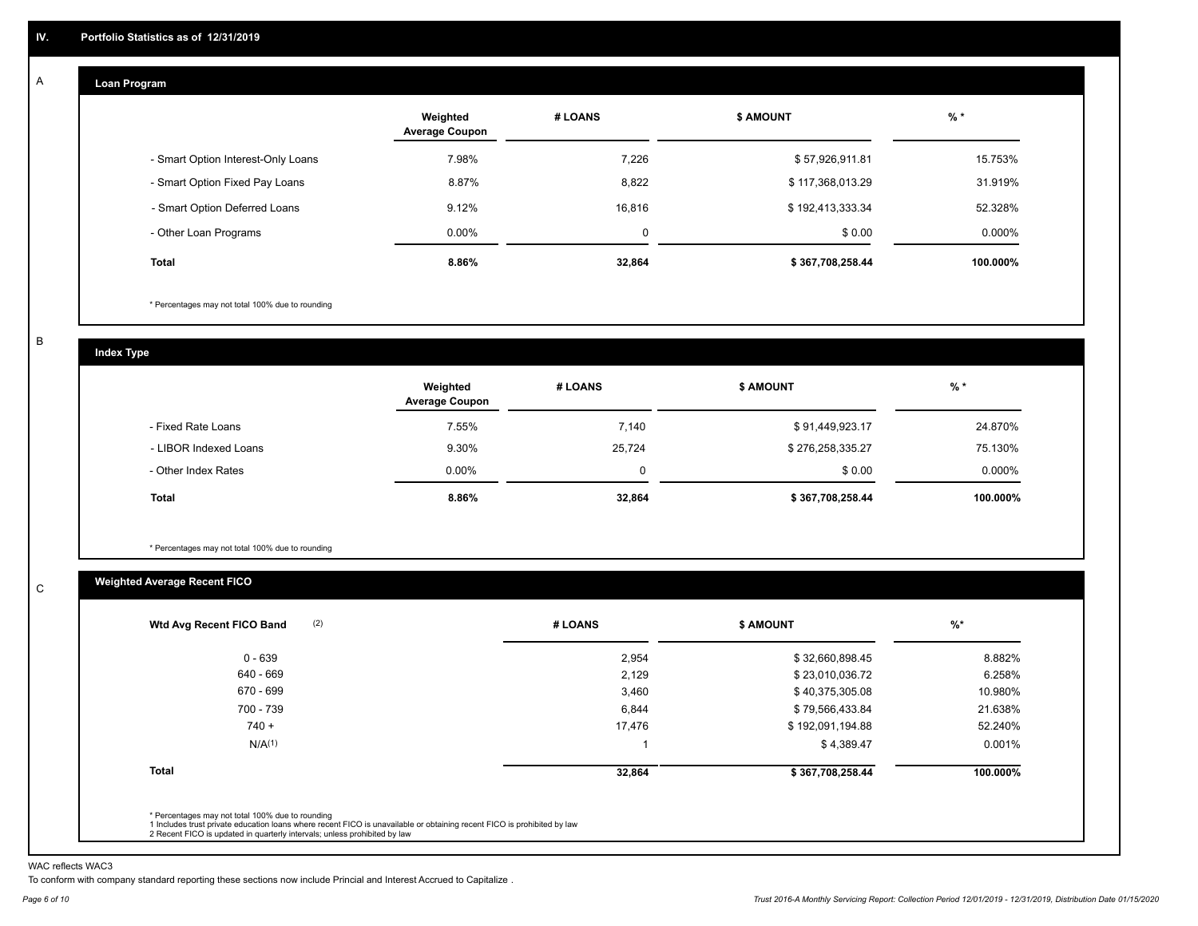## IV. Portfolio Statistics as of 12/31/2019

### A Loan Program

| | Weighted Average Coupon | # LOANS | $ AMOUNT | % * |
|---|---|---|---|---|
| - Smart Option Interest-Only Loans | 7.98% | 7,226 | $ 57,926,911.81 | 15.753% |
| - Smart Option Fixed Pay Loans | 8.87% | 8,822 | $ 117,368,013.29 | 31.919% |
| - Smart Option Deferred Loans | 9.12% | 16,816 | $ 192,413,333.34 | 52.328% |
| - Other Loan Programs | 0.00% | 0 | $ 0.00 | 0.000% |
| **Total** | **8.86%** | **32,864** | **$ 367,708,258.44** | **100.000%** |

* Percentages may not total 100% due to rounding

### B Index Type

| | Weighted Average Coupon | # LOANS | $ AMOUNT | % * |
|---|---|---|---|---|
| - Fixed Rate Loans | 7.55% | 7,140 | $ 91,449,923.17 | 24.870% |
| - LIBOR Indexed Loans | 9.30% | 25,724 | $ 276,258,335.27 | 75.130% |
| - Other Index Rates | 0.00% | 0 | $ 0.00 | 0.000% |
| **Total** | **8.86%** | **32,864** | **$ 367,708,258.44** | **100.000%** |

* Percentages may not total 100% due to rounding

### C Weighted Average Recent FICO

| Wtd Avg Recent FICO Band (2) | # LOANS | $ AMOUNT | %* |
|---|---|---|---|
| 0 - 639 | 2,954 | $ 32,660,898.45 | 8.882% |
| 640 - 669 | 2,129 | $ 23,010,036.72 | 6.258% |
| 670 - 699 | 3,460 | $ 40,375,305.08 | 10.980% |
| 700 - 739 | 6,844 | $ 79,566,433.84 | 21.638% |
| 740 + | 17,476 | $ 192,091,194.88 | 52.240% |
| N/A(1) | 1 | $ 4,389.47 | 0.001% |
| **Total** | **32,864** | **$ 367,708,258.44** | **100.000%** |

* Percentages may not total 100% due to rounding
1 Includes trust private education loans where recent FICO is unavailable or obtaining recent FICO is prohibited by law
2 Recent FICO is updated in quarterly intervals; unless prohibited by law

WAC reflects WAC3

To conform with company standard reporting these sections now include Princial and Interest Accrued to Capitalize .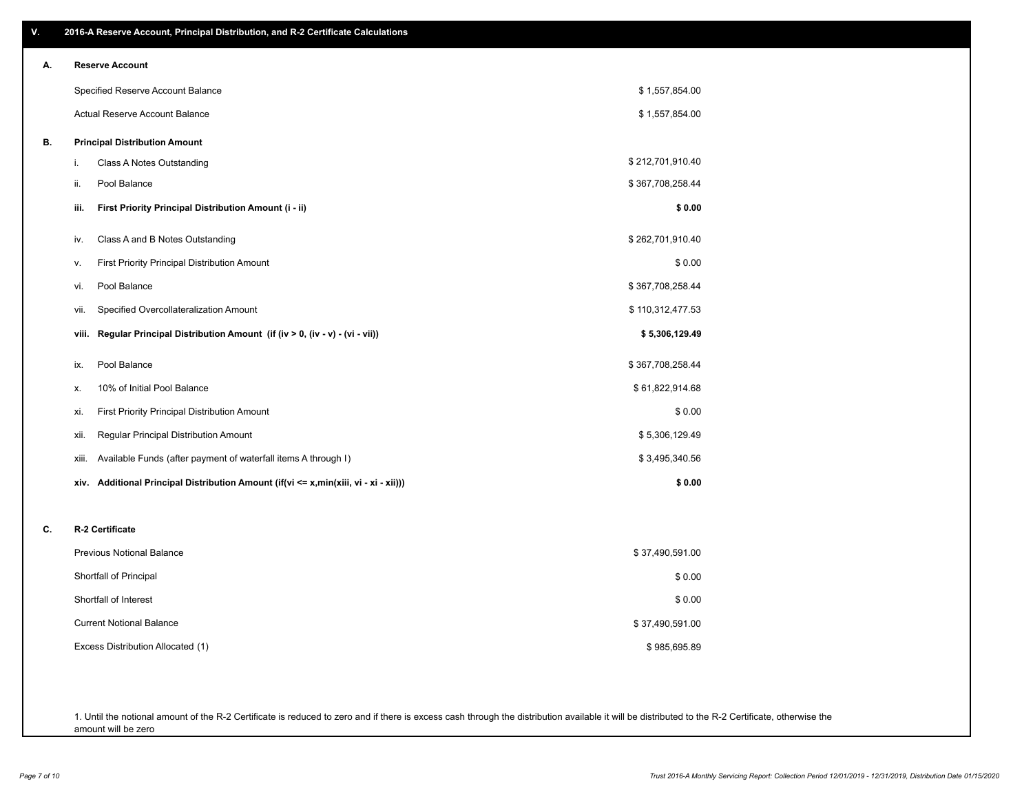## V. 2016-A Reserve Account, Principal Distribution, and R-2 Certificate Calculations

### A. Reserve Account

| | |
|---|---|
| Specified Reserve Account Balance | $ 1,557,854.00 |
| Actual Reserve Account Balance | $ 1,557,854.00 |

### B. Principal Distribution Amount

| | | |
|---|---|---|
| i. | Class A Notes Outstanding | $ 212,701,910.40 |
| ii. | Pool Balance | $ 367,708,258.44 |
| **iii.** | **First Priority Principal Distribution Amount (i - ii)** | **$ 0.00** |
| iv. | Class A and B Notes Outstanding | $ 262,701,910.40 |
| v. | First Priority Principal Distribution Amount | $ 0.00 |
| vi. | Pool Balance | $ 367,708,258.44 |
| vii. | Specified Overcollateralization Amount | $ 110,312,477.53 |
| **viii.** | **Regular Principal Distribution Amount (if (iv > 0, (iv - v) - (vi - vii))** | **$ 5,306,129.49** |
| ix. | Pool Balance | $ 367,708,258.44 |
| x. | 10% of Initial Pool Balance | $ 61,822,914.68 |
| xi. | First Priority Principal Distribution Amount | $ 0.00 |
| xii. | Regular Principal Distribution Amount | $ 5,306,129.49 |
| xiii. | Available Funds (after payment of waterfall items A through I) | $ 3,495,340.56 |
| **xiv.** | **Additional Principal Distribution Amount (if(vi <= x,min(xiii, vi - xi - xii)))** | **$ 0.00** |

### C. R-2 Certificate

| | |
|---|---|
| Previous Notional Balance | $ 37,490,591.00 |
| Shortfall of Principal | $ 0.00 |
| Shortfall of Interest | $ 0.00 |
| Current Notional Balance | $ 37,490,591.00 |
| Excess Distribution Allocated (1) | $ 985,695.89 |

1. Until the notional amount of the R-2 Certificate is reduced to zero and if there is excess cash through the distribution available it will be distributed to the R-2 Certificate, otherwise the amount will be zero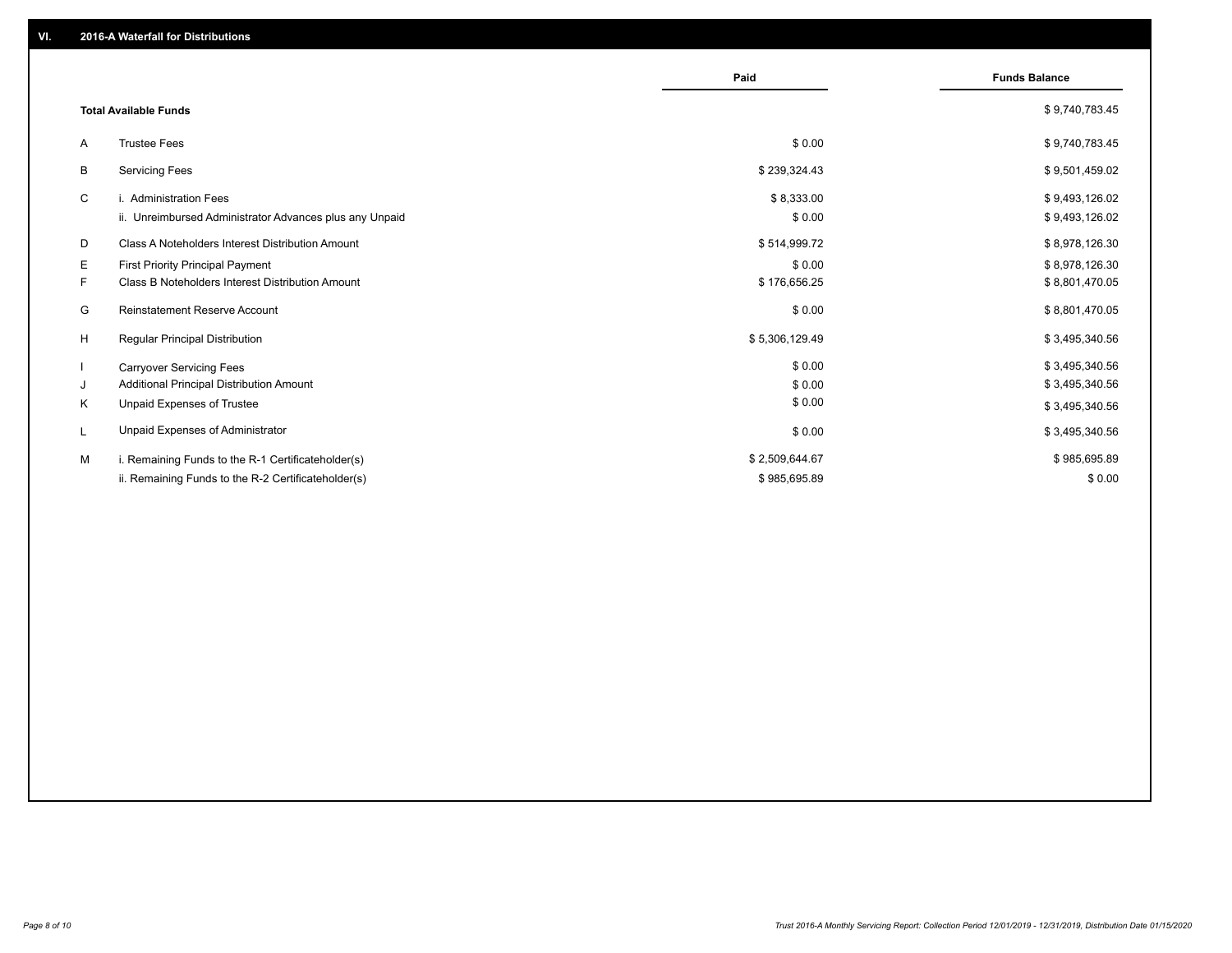## VI. 2016-A Waterfall for Distributions

| | | Paid | Funds Balance |
|---|---|---|---|
| | **Total Available Funds** | | $ 9,740,783.45 |
| A | Trustee Fees | $ 0.00 | $ 9,740,783.45 |
| B | Servicing Fees | $ 239,324.43 | $ 9,501,459.02 |
| C | i. Administration Fees | $ 8,333.00 | $ 9,493,126.02 |
| | ii. Unreimbursed Administrator Advances plus any Unpaid | $ 0.00 | $ 9,493,126.02 |
| D | Class A Noteholders Interest Distribution Amount | $ 514,999.72 | $ 8,978,126.30 |
| E | First Priority Principal Payment | $ 0.00 | $ 8,978,126.30 |
| F | Class B Noteholders Interest Distribution Amount | $ 176,656.25 | $ 8,801,470.05 |
| G | Reinstatement Reserve Account | $ 0.00 | $ 8,801,470.05 |
| H | Regular Principal Distribution | $ 5,306,129.49 | $ 3,495,340.56 |
| I | Carryover Servicing Fees | $ 0.00 | $ 3,495,340.56 |
| J | Additional Principal Distribution Amount | $ 0.00 | $ 3,495,340.56 |
| K | Unpaid Expenses of Trustee | $ 0.00 | $ 3,495,340.56 |
| L | Unpaid Expenses of Administrator | $ 0.00 | $ 3,495,340.56 |
| M | i. Remaining Funds to the R-1 Certificateholder(s) | $ 2,509,644.67 | $ 985,695.89 |
| | ii. Remaining Funds to the R-2 Certificateholder(s) | $ 985,695.89 | $ 0.00 |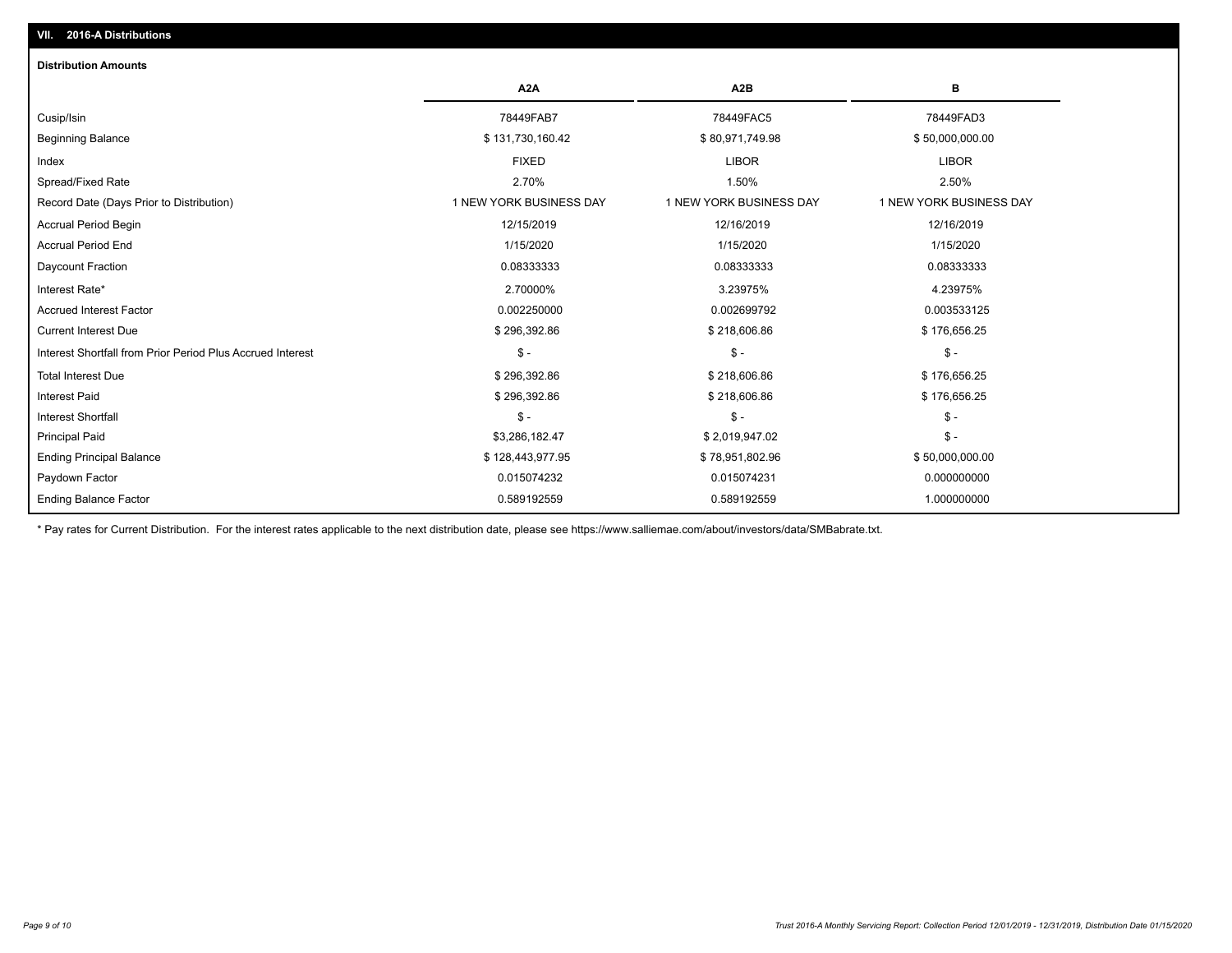## VII. 2016-A Distributions

### Distribution Amounts

| | A2A | A2B | B |
|---|---|---|---|
| Cusip/Isin | 78449FAB7 | 78449FAC5 | 78449FAD3 |
| Beginning Balance | $ 131,730,160.42 | $ 80,971,749.98 | $ 50,000,000.00 |
| Index | FIXED | LIBOR | LIBOR |
| Spread/Fixed Rate | 2.70% | 1.50% | 2.50% |
| Record Date (Days Prior to Distribution) | 1 NEW YORK BUSINESS DAY | 1 NEW YORK BUSINESS DAY | 1 NEW YORK BUSINESS DAY |
| Accrual Period Begin | 12/15/2019 | 12/16/2019 | 12/16/2019 |
| Accrual Period End | 1/15/2020 | 1/15/2020 | 1/15/2020 |
| Daycount Fraction | 0.08333333 | 0.08333333 | 0.08333333 |
| Interest Rate* | 2.70000% | 3.23975% | 4.23975% |
| Accrued Interest Factor | 0.002250000 | 0.002699792 | 0.003533125 |
| Current Interest Due | $ 296,392.86 | $ 218,606.86 | $ 176,656.25 |
| Interest Shortfall from Prior Period Plus Accrued Interest | $ - | $ - | $ - |
| Total Interest Due | $ 296,392.86 | $ 218,606.86 | $ 176,656.25 |
| Interest Paid | $ 296,392.86 | $ 218,606.86 | $ 176,656.25 |
| Interest Shortfall | $ - | $ - | $ - |
| Principal Paid | $3,286,182.47 | $ 2,019,947.02 | $ - |
| Ending Principal Balance | $ 128,443,977.95 | $ 78,951,802.96 | $ 50,000,000.00 |
| Paydown Factor | 0.015074232 | 0.015074231 | 0.000000000 |
| Ending Balance Factor | 0.589192559 | 0.589192559 | 1.000000000 |

* Pay rates for Current Distribution. For the interest rates applicable to the next distribution date, please see https://www.salliemae.com/about/investors/data/SMBabrate.txt.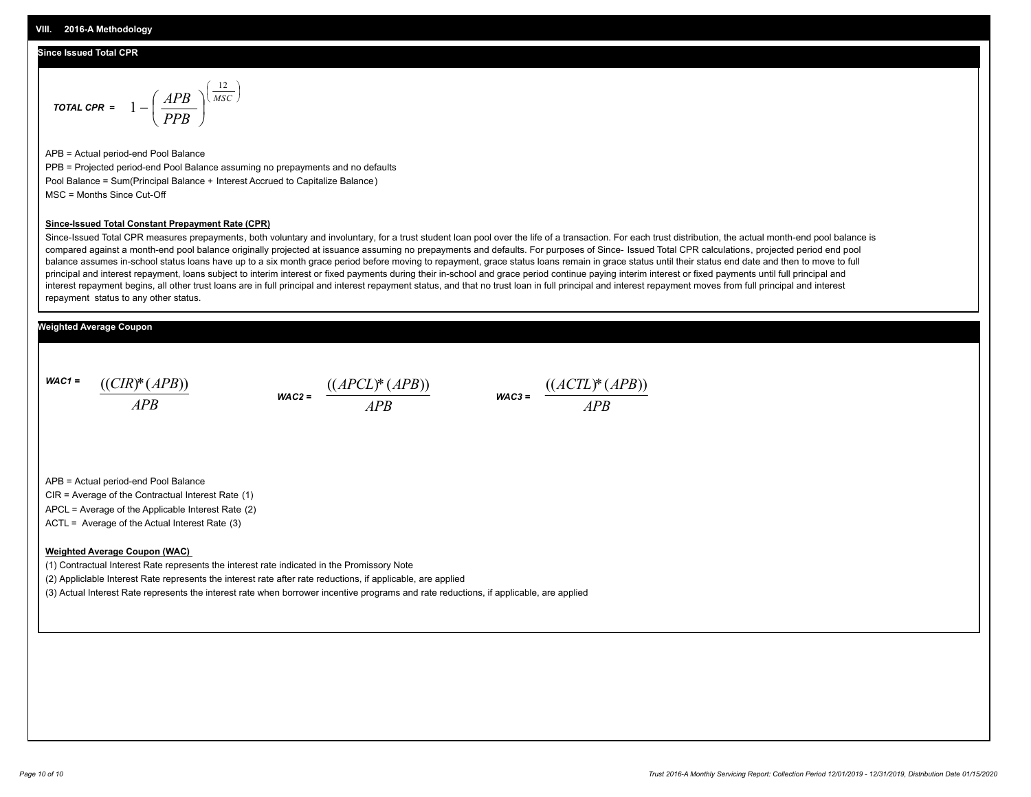## VIII. 2016-A Methodology

### Since Issued Total CPR

$$\textit{TOTAL CPR} = 1 - \left( \frac{APB}{PPB} \right)^{\left( \frac{12}{MSC} \right)}$$

APB = Actual period-end Pool Balance

PPB = Projected period-end Pool Balance assuming no prepayments and no defaults

Pool Balance = Sum(Principal Balance + Interest Accrued to Capitalize Balance)

MSC = Months Since Cut-Off

**Since-Issued Total Constant Prepayment Rate (CPR)**

Since-Issued Total CPR measures prepayments, both voluntary and involuntary, for a trust student loan pool over the life of a transaction. For each trust distribution, the actual month-end pool balance is compared against a month-end pool balance originally projected at issuance assuming no prepayments and defaults. For purposes of Since- Issued Total CPR calculations, projected period end pool balance assumes in-school status loans have up to a six month grace period before moving to repayment, grace status loans remain in grace status until their status end date and then to move to full principal and interest repayment, loans subject to interim interest or fixed payments during their in-school and grace period continue paying interim interest or fixed payments until full principal and interest repayment begins, all other trust loans are in full principal and interest repayment status, and that no trust loan in full principal and interest repayment moves from full principal and interest repayment status to any other status.

### Weighted Average Coupon

$$\textit{WAC1} = \frac{((CIR)*(APB))}{APB} \qquad \textit{WAC2} = \frac{((APCL)*(APB))}{APB} \qquad \textit{WAC3} = \frac{((ACTL)*(APB))}{APB}$$

APB = Actual period-end Pool Balance

CIR = Average of the Contractual Interest Rate (1)

APCL = Average of the Applicable Interest Rate (2)

ACTL = Average of the Actual Interest Rate (3)

**Weighted Average Coupon (WAC)**

(1) Contractual Interest Rate represents the interest rate indicated in the Promissory Note

(2) Appliclable Interest Rate represents the interest rate after rate reductions, if applicable, are applied

(3) Actual Interest Rate represents the interest rate when borrower incentive programs and rate reductions, if applicable, are applied